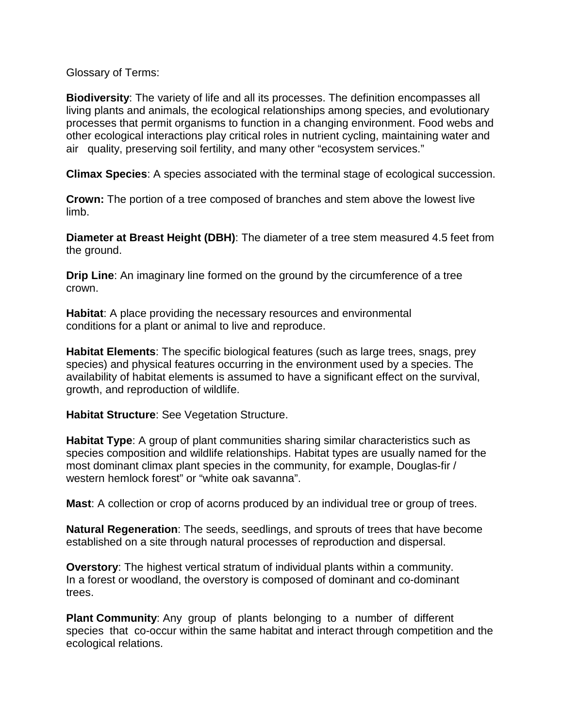Glossary of Terms:

**Biodiversity**: The variety of life and all its processes. The definition encompasses all living plants and animals, the ecological relationships among species, and evolutionary processes that permit organisms to function in a changing environment. Food webs and other ecological interactions play critical roles in nutrient cycling, maintaining water and air quality, preserving soil fertility, and many other "ecosystem services."

**Climax Species**: A species associated with the terminal stage of ecological succession.

**Crown:** The portion of a tree composed of branches and stem above the lowest live limb.

**Diameter at Breast Height (DBH)**: The diameter of a tree stem measured 4.5 feet from the ground.

**Drip Line**: An imaginary line formed on the ground by the circumference of a tree crown.

**Habitat**: A place providing the necessary resources and environmental conditions for a plant or animal to live and reproduce.

**Habitat Elements**: The specific biological features (such as large trees, snags, prey species) and physical features occurring in the environment used by a species. The availability of habitat elements is assumed to have a significant effect on the survival, growth, and reproduction of wildlife.

**Habitat Structure**: See Vegetation Structure.

**Habitat Type**: A group of plant communities sharing similar characteristics such as species composition and wildlife relationships. Habitat types are usually named for the most dominant climax plant species in the community, for example, Douglas-fir / western hemlock forest" or "white oak savanna".

**Mast**: A collection or crop of acorns produced by an individual tree or group of trees.

**Natural Regeneration**: The seeds, seedlings, and sprouts of trees that have become established on a site through natural processes of reproduction and dispersal.

**Overstory**: The highest vertical stratum of individual plants within a community. In a forest or woodland, the overstory is composed of dominant and co-dominant trees.

**Plant Community**: Any group of plants belonging to a number of different species that co-occur within the same habitat and interact through competition and the ecological relations.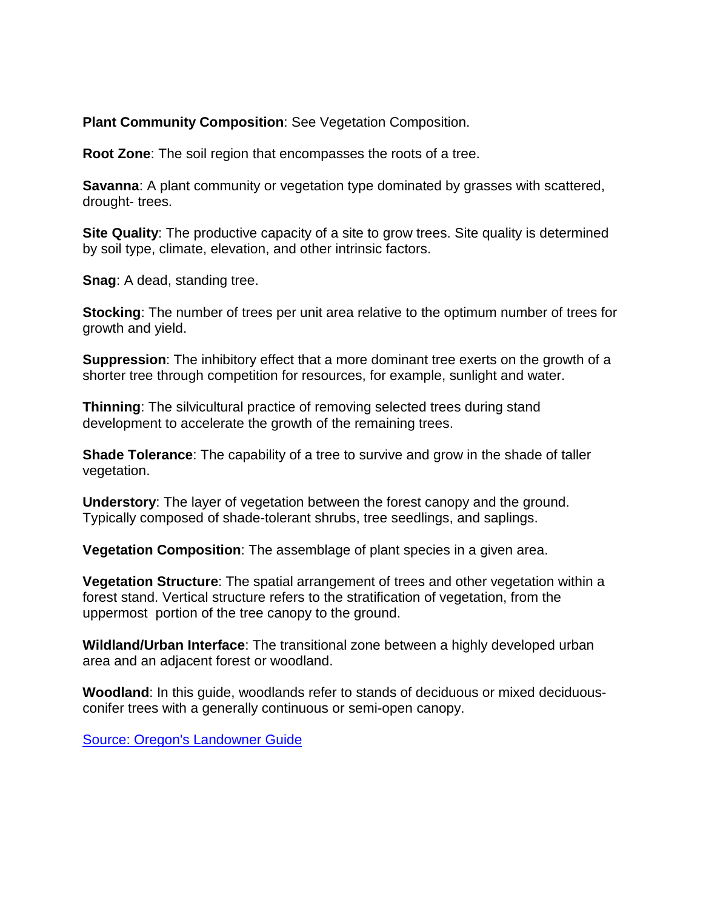**Plant Community Composition**: See Vegetation Composition.

**Root Zone**: The soil region that encompasses the roots of a tree.

**Savanna**: A plant community or vegetation type dominated by grasses with scattered, drought- trees.

**Site Quality**: The productive capacity of a site to grow trees. Site quality is determined by soil type, climate, elevation, and other intrinsic factors.

**Snag**: A dead, standing tree.

**Stocking**: The number of trees per unit area relative to the optimum number of trees for growth and yield.

**Suppression**: The inhibitory effect that a more dominant tree exerts on the growth of a shorter tree through competition for resources, for example, sunlight and water.

**Thinning**: The silvicultural practice of removing selected trees during stand development to accelerate the growth of the remaining trees.

**Shade Tolerance**: The capability of a tree to survive and grow in the shade of taller vegetation.

**Understory**: The layer of vegetation between the forest canopy and the ground. Typically composed of shade-tolerant shrubs, tree seedlings, and saplings.

**Vegetation Composition**: The assemblage of plant species in a given area.

**Vegetation Structure**: The spatial arrangement of trees and other vegetation within a forest stand. Vertical structure refers to the stratification of vegetation, from the uppermost portion of the tree canopy to the ground.

**Wildland/Urban Interface**: The transitional zone between a highly developed urban area and an adjacent forest or woodland.

**Woodland**: In this guide, woodlands refer to stands of deciduous or mixed deciduous-conifer trees with a generally continuous or semi-open canopy.

[Source: Oregon's Landowner Guide]